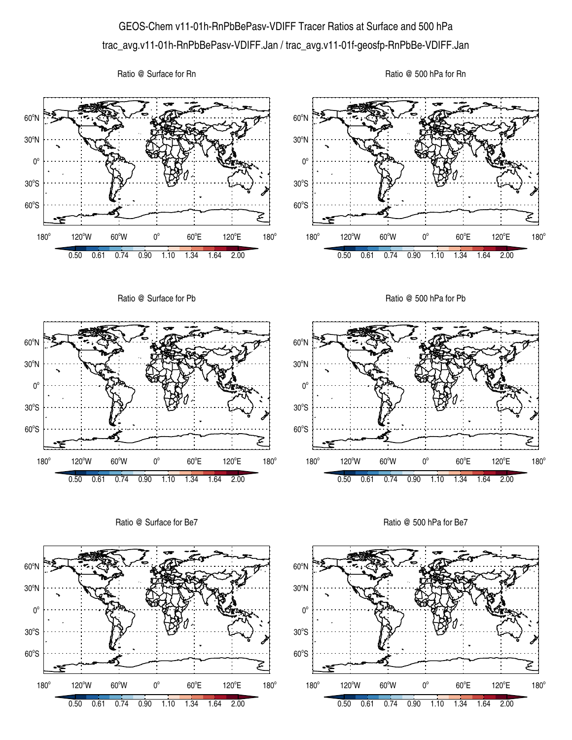# GEOS-Chem v11-01h-RnPbBePasv-VDIFF Tracer Ratios at Surface and 500 hPa

trac_avg.v11-01h-RnPbBePasv-VDIFF.Jan / trac_avg.v11-01f-geosfp-RnPbBe-VDIFF.Jan

Ratio @ Surface for Rn

Ratio @ 500 hPa for Rn

Ratio @ Surface for Pb

Ratio @ 500 hPa for Pb

Ratio @ Surface for Be7

Ratio @ 500 hPa for Be7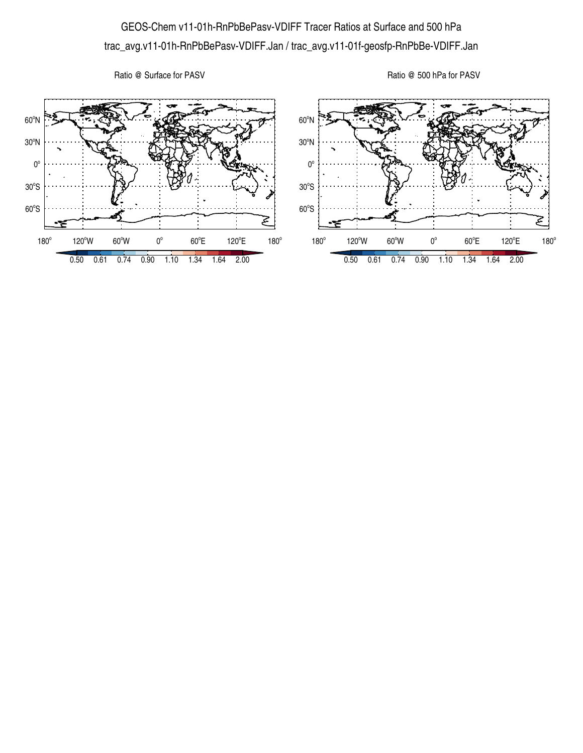GEOS-Chem v11-01h-RnPbBePasv-VDIFF Tracer Ratios at Surface and 500 hPa

trac_avg.v11-01h-RnPbBePasv-VDIFF.Jan / trac_avg.v11-01f-geosfp-RnPbBe-VDIFF.Jan

Ratio @ Surface for PASV

60°N
30°N
0°
30°S
60°S
180° 120°W 60°W 0° 60°E 120°E 180°

0.50 0.61 0.74 0.90 1.10 1.34 1.64 2.00

Ratio @ 500 hPa for PASV

60°N
30°N
0°
30°S
60°S
180° 120°W 60°W 0° 60°E 120°E 180°

0.50 0.61 0.74 0.90 1.10 1.34 1.64 2.00